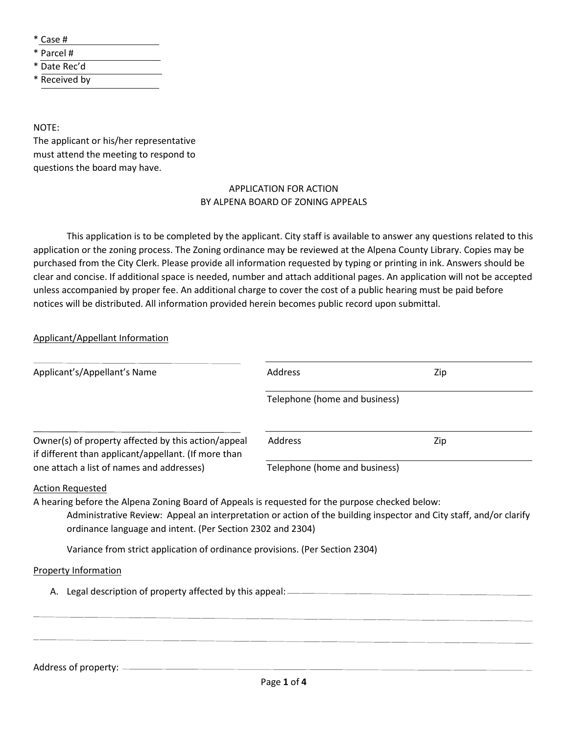* Case # ____________________
* Parcel # ____________________
* Date Rec'd ____________________
* Received by ____________________

NOTE:
The applicant or his/her representative must attend the meeting to respond to questions the board may have.

## APPLICATION FOR ACTION
## BY ALPENA BOARD OF ZONING APPEALS

This application is to be completed by the applicant. City staff is available to answer any questions related to this application or the zoning process. The Zoning ordinance may be reviewed at the Alpena County Library. Copies may be purchased from the City Clerk. Please provide all information requested by typing or printing in ink. Answers should be clear and concise. If additional space is needed, number and attach additional pages. An application will not be accepted unless accompanied by proper fee. An additional charge to cover the cost of a public hearing must be paid before notices will be distributed. All information provided herein becomes public record upon submittal.

Applicant/Appellant Information

Applicant's/Appellant's Name ____________________

Address ____________________ Zip ________

Telephone (home and business) ____________________

Owner(s) of property affected by this action/appeal if different than applicant/appellant. (If more than one attach a list of names and addresses) ____________________

Address ____________________ Zip ________

Telephone (home and business) ____________________

Action Requested

A hearing before the Alpena Zoning Board of Appeals is requested for the purpose checked below:

- Administrative Review: Appeal an interpretation or action of the building inspector and City staff, and/or clarify ordinance language and intent. (Per Section 2302 and 2304)
- Variance from strict application of ordinance provisions. (Per Section 2304)

Property Information

A. Legal description of property affected by this appeal: ____________________

____________________

____________________

Address of property: ____________________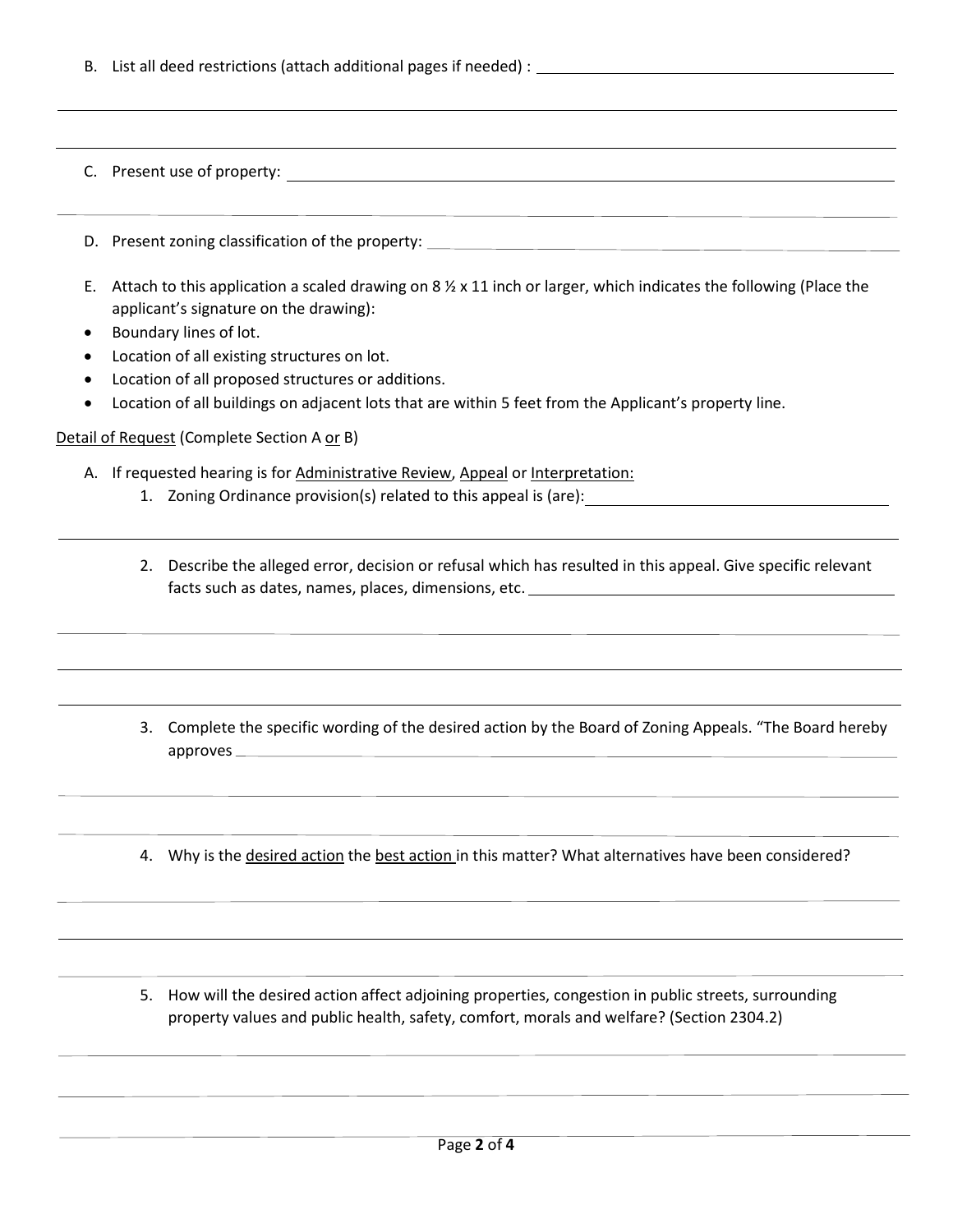B. List all deed restrictions (attach additional pages if needed) : ______________________________

C. Present use of property: ______________________________

D. Present zoning classification of the property: ______________________________

E. Attach to this application a scaled drawing on 8 ½ x 11 inch or larger, which indicates the following (Place the applicant's signature on the drawing):

- Boundary lines of lot.
- Location of all existing structures on lot.
- Location of all proposed structures or additions.
- Location of all buildings on adjacent lots that are within 5 feet from the Applicant's property line.

<u>Detail of Request</u> (Complete Section A <u>or</u> B)

A. If requested hearing is for <u>Administrative Review</u>, <u>Appeal</u> or <u>Interpretation:</u>

1. Zoning Ordinance provision(s) related to this appeal is (are): ______________________________

2. Describe the alleged error, decision or refusal which has resulted in this appeal. Give specific relevant facts such as dates, names, places, dimensions, etc. ______________________________

3. Complete the specific wording of the desired action by the Board of Zoning Appeals. "The Board hereby approves ______________________________

4. Why is the <u>desired action</u> the <u>best action</u> in this matter? What alternatives have been considered?

5. How will the desired action affect adjoining properties, congestion in public streets, surrounding property values and public health, safety, comfort, morals and welfare? (Section 2304.2)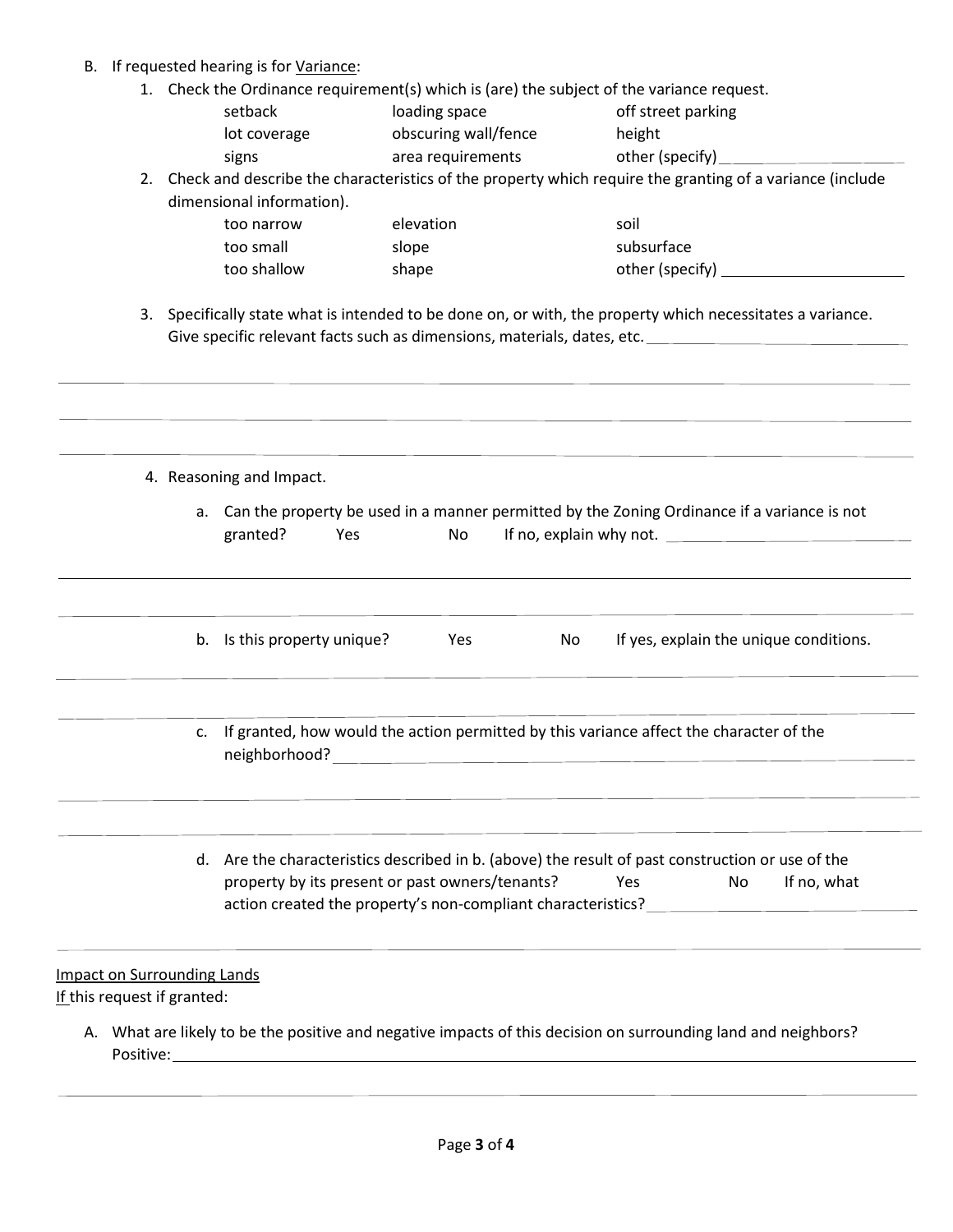B. If requested hearing is for Variance:

1. Check the Ordinance requirement(s) which is (are) the subject of the variance request.

| | | |
|---|---|---|
| setback | loading space | off street parking |
| lot coverage | obscuring wall/fence | height |
| signs | area requirements | other (specify)\_\_\_\_\_\_\_\_\_\_\_\_\_\_\_\_\_\_\_\_ |

2. Check and describe the characteristics of the property which require the granting of a variance (include dimensional information).

| | | |
|---|---|---|
| too narrow | elevation | soil |
| too small | slope | subsurface |
| too shallow | shape | other (specify) \_\_\_\_\_\_\_\_\_\_\_\_\_\_\_\_\_\_\_\_ |

3. Specifically state what is intended to be done on, or with, the property which necessitates a variance. Give specific relevant facts such as dimensions, materials, dates, etc.\_\_\_\_\_\_\_\_\_\_\_\_\_\_\_\_\_\_\_\_\_\_\_\_\_\_\_\_\_\_

\_\_\_\_\_\_\_\_\_\_\_\_\_\_\_\_\_\_\_\_\_\_\_\_\_\_\_\_\_\_\_\_\_\_\_\_\_\_\_\_\_\_\_\_\_\_\_\_\_\_\_\_\_\_\_\_\_\_\_\_\_\_\_\_\_\_\_\_\_\_\_\_\_\_\_\_\_\_\_\_\_\_\_\_\_\_\_\_\_\_\_\_\_\_

\_\_\_\_\_\_\_\_\_\_\_\_\_\_\_\_\_\_\_\_\_\_\_\_\_\_\_\_\_\_\_\_\_\_\_\_\_\_\_\_\_\_\_\_\_\_\_\_\_\_\_\_\_\_\_\_\_\_\_\_\_\_\_\_\_\_\_\_\_\_\_\_\_\_\_\_\_\_\_\_\_\_\_\_\_\_\_\_\_\_\_\_\_\_

\_\_\_\_\_\_\_\_\_\_\_\_\_\_\_\_\_\_\_\_\_\_\_\_\_\_\_\_\_\_\_\_\_\_\_\_\_\_\_\_\_\_\_\_\_\_\_\_\_\_\_\_\_\_\_\_\_\_\_\_\_\_\_\_\_\_\_\_\_\_\_\_\_\_\_\_\_\_\_\_\_\_\_\_\_\_\_\_\_\_\_\_\_\_

4. Reasoning and Impact.

   a. Can the property be used in a manner permitted by the Zoning Ordinance if a variance is not granted? Yes No If no, explain why not. \_\_\_\_\_\_\_\_\_\_\_\_\_\_\_\_\_\_\_\_\_\_\_\_\_\_\_\_\_\_

   \_\_\_\_\_\_\_\_\_\_\_\_\_\_\_\_\_\_\_\_\_\_\_\_\_\_\_\_\_\_\_\_\_\_\_\_\_\_\_\_\_\_\_\_\_\_\_\_\_\_\_\_\_\_\_\_\_\_\_\_\_\_\_\_\_\_\_\_\_\_\_\_\_\_\_\_\_\_\_\_\_\_\_\_\_\_\_\_\_\_\_\_\_\_

   \_\_\_\_\_\_\_\_\_\_\_\_\_\_\_\_\_\_\_\_\_\_\_\_\_\_\_\_\_\_\_\_\_\_\_\_\_\_\_\_\_\_\_\_\_\_\_\_\_\_\_\_\_\_\_\_\_\_\_\_\_\_\_\_\_\_\_\_\_\_\_\_\_\_\_\_\_\_\_\_\_\_\_\_\_\_\_\_\_\_\_\_\_\_

   b. Is this property unique? Yes No If yes, explain the unique conditions.

   \_\_\_\_\_\_\_\_\_\_\_\_\_\_\_\_\_\_\_\_\_\_\_\_\_\_\_\_\_\_\_\_\_\_\_\_\_\_\_\_\_\_\_\_\_\_\_\_\_\_\_\_\_\_\_\_\_\_\_\_\_\_\_\_\_\_\_\_\_\_\_\_\_\_\_\_\_\_\_\_\_\_\_\_\_\_\_\_\_\_\_\_\_\_

   \_\_\_\_\_\_\_\_\_\_\_\_\_\_\_\_\_\_\_\_\_\_\_\_\_\_\_\_\_\_\_\_\_\_\_\_\_\_\_\_\_\_\_\_\_\_\_\_\_\_\_\_\_\_\_\_\_\_\_\_\_\_\_\_\_\_\_\_\_\_\_\_\_\_\_\_\_\_\_\_\_\_\_\_\_\_\_\_\_\_\_\_\_\_

   c. If granted, how would the action permitted by this variance affect the character of the neighborhood?\_\_\_\_\_\_\_\_\_\_\_\_\_\_\_\_\_\_\_\_\_\_\_\_\_\_\_\_\_\_\_\_\_\_\_\_\_\_\_\_\_\_\_\_\_\_\_\_\_\_\_\_\_\_\_\_\_\_\_\_

   \_\_\_\_\_\_\_\_\_\_\_\_\_\_\_\_\_\_\_\_\_\_\_\_\_\_\_\_\_\_\_\_\_\_\_\_\_\_\_\_\_\_\_\_\_\_\_\_\_\_\_\_\_\_\_\_\_\_\_\_\_\_\_\_\_\_\_\_\_\_\_\_\_\_\_\_\_\_\_\_\_\_\_\_\_\_\_\_\_\_\_\_\_\_

   \_\_\_\_\_\_\_\_\_\_\_\_\_\_\_\_\_\_\_\_\_\_\_\_\_\_\_\_\_\_\_\_\_\_\_\_\_\_\_\_\_\_\_\_\_\_\_\_\_\_\_\_\_\_\_\_\_\_\_\_\_\_\_\_\_\_\_\_\_\_\_\_\_\_\_\_\_\_\_\_\_\_\_\_\_\_\_\_\_\_\_\_\_\_

   d. Are the characteristics described in b. (above) the result of past construction or use of the property by its present or past owners/tenants? Yes No If no, what action created the property's non-compliant characteristics?\_\_\_\_\_\_\_\_\_\_\_\_\_\_\_\_\_\_\_\_\_\_\_\_\_\_\_\_\_\_

   \_\_\_\_\_\_\_\_\_\_\_\_\_\_\_\_\_\_\_\_\_\_\_\_\_\_\_\_\_\_\_\_\_\_\_\_\_\_\_\_\_\_\_\_\_\_\_\_\_\_\_\_\_\_\_\_\_\_\_\_\_\_\_\_\_\_\_\_\_\_\_\_\_\_\_\_\_\_\_\_\_\_\_\_\_\_\_\_\_\_\_\_\_\_

Impact on Surrounding Lands

If this request if granted:

A. What are likely to be the positive and negative impacts of this decision on surrounding land and neighbors?

Positive:\_\_\_\_\_\_\_\_\_\_\_\_\_\_\_\_\_\_\_\_\_\_\_\_\_\_\_\_\_\_\_\_\_\_\_\_\_\_\_\_\_\_\_\_\_\_\_\_\_\_\_\_\_\_\_\_\_\_\_\_\_\_\_\_\_\_\_\_\_\_\_\_\_\_\_\_\_\_\_\_\_\_

\_\_\_\_\_\_\_\_\_\_\_\_\_\_\_\_\_\_\_\_\_\_\_\_\_\_\_\_\_\_\_\_\_\_\_\_\_\_\_\_\_\_\_\_\_\_\_\_\_\_\_\_\_\_\_\_\_\_\_\_\_\_\_\_\_\_\_\_\_\_\_\_\_\_\_\_\_\_\_\_\_\_\_\_\_\_\_\_\_\_\_\_\_\_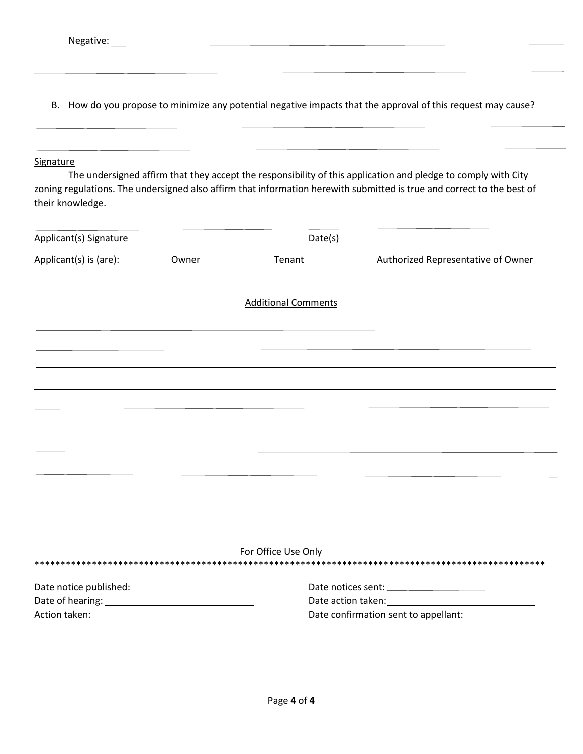Negative: ________________________________________________________________________________

________________________________________________________________________________

B. How do you propose to minimize any potential negative impacts that the approval of this request may cause?

________________________________________________________________________________

________________________________________________________________________________

Signature

The undersigned affirm that they accept the responsibility of this application and pledge to comply with City zoning regulations. The undersigned also affirm that information herewith submitted is true and correct to the best of their knowledge.

________________________________________ ________________________________________

Applicant(s) Signature Date(s)

Applicant(s) is (are): Owner Tenant Authorized Representative of Owner

Additional Comments

________________________________________________________________________________

________________________________________________________________________________

________________________________________________________________________________

________________________________________________________________________________

________________________________________________________________________________

________________________________________________________________________________

________________________________________________________________________________

________________________________________________________________________________

For Office Use Only

****************************************************************************************************

Date notice published: ________________________ Date notices sent: ________________________

Date of hearing: ________________________ Date action taken: ________________________

Action taken: ________________________ Date confirmation sent to appellant: ______________